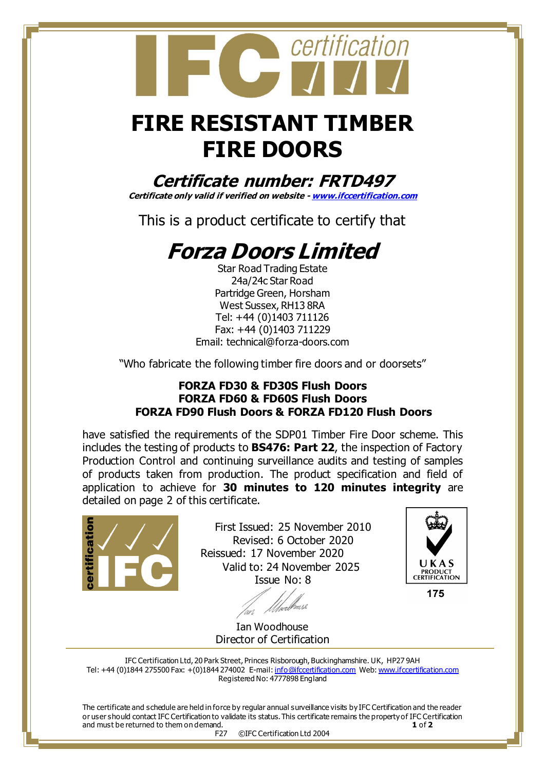# FIRE RESISTANT TIMBER FIRE DOORS

## *Certificate number: FRTD497*

***Certificate only valid if verified on website - www.ifccertification.com***

This is a product certificate to certify that

## *Forza Doors Limited*

Star Road Trading Estate
24a/24c Star Road
Partridge Green, Horsham
West Sussex, RH13 8RA
Tel: +44 (0)1403 711126
Fax: +44 (0)1403 711229
Email: technical@forza-doors.com

"Who fabricate the following timber fire doors and or doorsets"

**FORZA FD30 & FD30S Flush Doors**
**FORZA FD60 & FD60S Flush Doors**
**FORZA FD90 Flush Doors & FORZA FD120 Flush Doors**

have satisfied the requirements of the SDP01 Timber Fire Door scheme. This includes the testing of products to **BS476: Part 22**, the inspection of Factory Production Control and continuing surveillance audits and testing of samples of products taken from production. The product specification and field of application to achieve for **30 minutes to 120 minutes integrity** are detailed on page 2 of this certificate.

First Issued: 25 November 2010
Revised: 6 October 2020
Reissued: 17 November 2020
Valid to: 24 November 2025
Issue No: 8

UKAS PRODUCT CERTIFICATION 175

Ian Woodhouse
Director of Certification

IFC Certification Ltd, 20 Park Street, Princes Risborough, Buckinghamshire. UK, HP27 9AH
Tel: +44 (0)1844 275500 Fax: +(0)1844 274002 E-mail: info@ifccertification.com Web: www.ifccertification.com
Registered No: 4777898 England

The certificate and schedule are held in force by regular annual surveillance visits by IFC Certification and the reader or user should contact IFC Certification to validate its status. This certificate remains the property of IFC Certification and must be returned to them on demand.

F27 ©IFC Certification Ltd 2004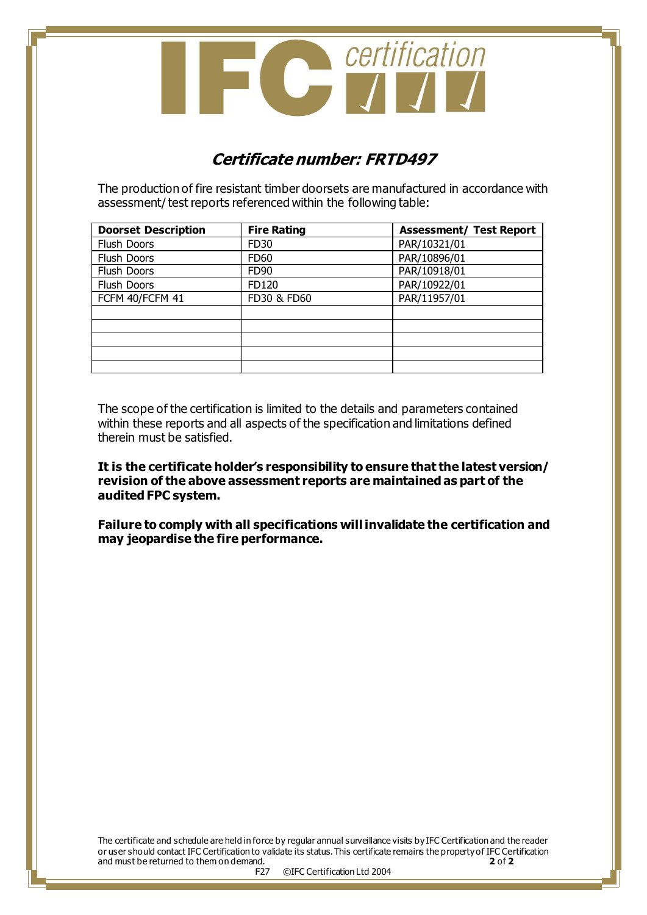## *Certificate number: FRTD497*

The production of fire resistant timber doorsets are manufactured in accordance with assessment/ test reports referenced within the following table:

| Doorset Description | Fire Rating | Assessment/ Test Report |
|---|---|---|
| Flush Doors | FD30 | PAR/10321/01 |
| Flush Doors | FD60 | PAR/10896/01 |
| Flush Doors | FD90 | PAR/10918/01 |
| Flush Doors | FD120 | PAR/10922/01 |
| FCFM 40/FCFM 41 | FD30 & FD60 | PAR/11957/01 |
| | | |
| | | |
| | | |
| | | |
| | | |

The scope of the certification is limited to the details and parameters contained within these reports and all aspects of the specification and limitations defined therein must be satisfied.

**It is the certificate holder's responsibility to ensure that the latest version/ revision of the above assessment reports are maintained as part of the audited FPC system.**

**Failure to comply with all specifications will invalidate the certification and may jeopardise the fire performance.**

The certificate and schedule are held in force by regular annual surveillance visits by IFC Certification and the reader or user should contact IFC Certification to validate its status. This certificate remains the property of IFC Certification and must be returned to them on demand.

F27 ©IFC Certification Ltd 2004